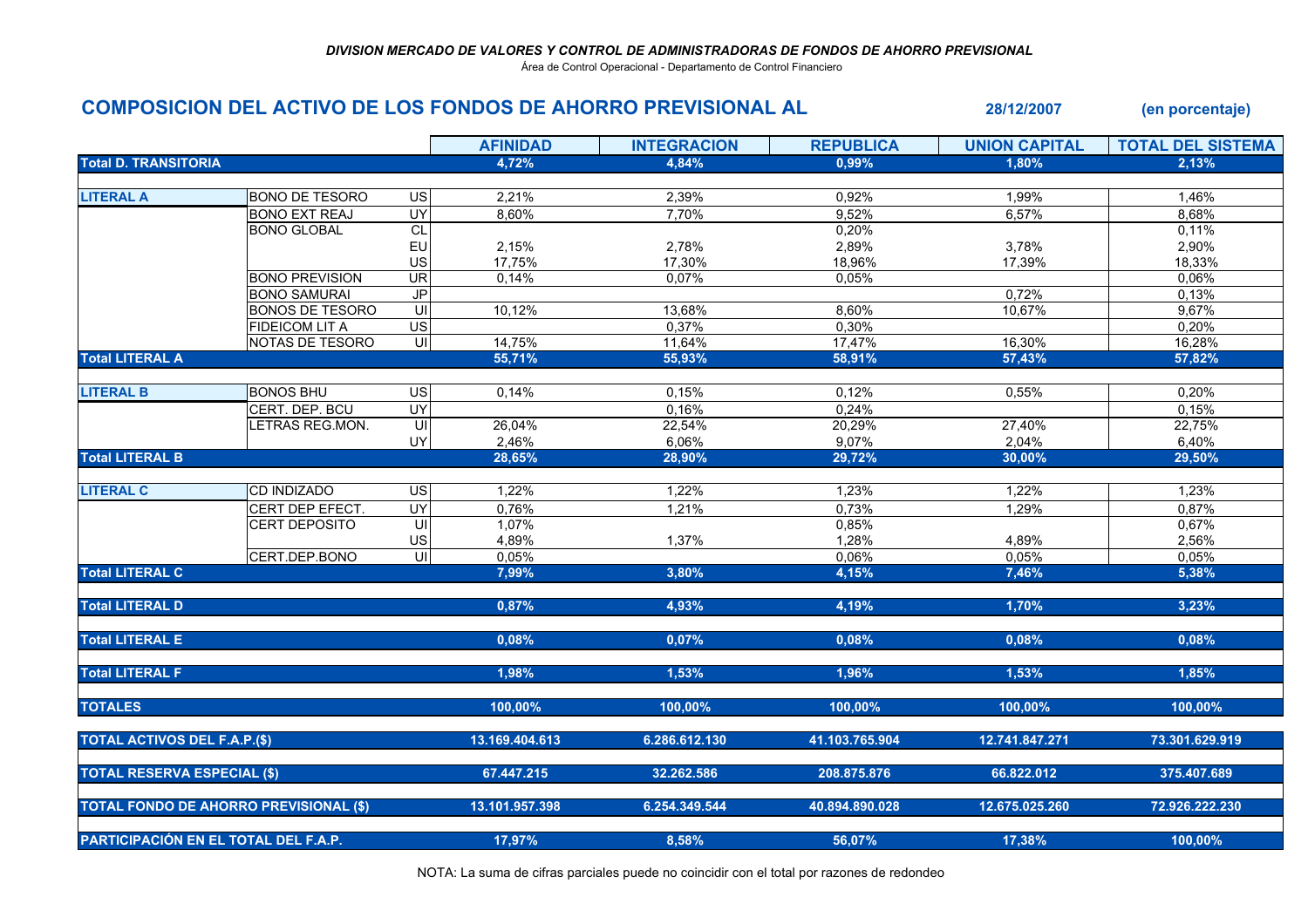*DIVISION MERCADO DE VALORES Y CONTROL DE ADMINISTRADORAS DE FONDOS DE AHORRO PREVISIONAL*

Área de Control Operacional - Departamento de Control Financiero

## COMPOSICION DEL ACTIVO DE LOS FONDOS DE AHORRO PREVISIONAL AL 28/12/2007 (en porcentaje)

| | | | AFINIDAD | INTEGRACION | REPUBLICA | UNION CAPITAL | TOTAL DEL SISTEMA |
|---|---|---|---|---|---|---|---|
| **Total D. TRANSITORIA** | | | **4,72%** | **4,84%** | **0,99%** | **1,80%** | **2,13%** |
| **LITERAL A** | BONO DE TESORO | US | 2,21% | 2,39% | 0,92% | 1,99% | 1,46% |
| | BONO EXT REAJ | UY | 8,60% | 7,70% | 9,52% | 6,57% | 8,68% |
| | BONO GLOBAL | CL | | | 0,20% | | 0,11% |
| | | EU | 2,15% | 2,78% | 2,89% | 3,78% | 2,90% |
| | | US | 17,75% | 17,30% | 18,96% | 17,39% | 18,33% |
| | BONO PREVISION | UR | 0,14% | 0,07% | 0,05% | | 0,06% |
| | BONO SAMURAI | JP | | | | 0,72% | 0,13% |
| | BONOS DE TESORO | UI | 10,12% | 13,68% | 8,60% | 10,67% | 9,67% |
| | FIDEICOM LIT A | US | | 0,37% | 0,30% | | 0,20% |
| | NOTAS DE TESORO | UI | 14,75% | 11,64% | 17,47% | 16,30% | 16,28% |
| **Total LITERAL A** | | | **55,71%** | **55,93%** | **58,91%** | **57,43%** | **57,82%** |
| **LITERAL B** | BONOS BHU | US | 0,14% | 0,15% | 0,12% | 0,55% | 0,20% |
| | CERT. DEP. BCU | UY | | 0,16% | 0,24% | | 0,15% |
| | LETRAS REG.MON. | UI | 26,04% | 22,54% | 20,29% | 27,40% | 22,75% |
| | | UY | 2,46% | 6,06% | 9,07% | 2,04% | 6,40% |
| **Total LITERAL B** | | | **28,65%** | **28,90%** | **29,72%** | **30,00%** | **29,50%** |
| **LITERAL C** | CD INDIZADO | US | 1,22% | 1,22% | 1,23% | 1,22% | 1,23% |
| | CERT DEP EFECT. | UY | 0,76% | 1,21% | 0,73% | 1,29% | 0,87% |
| | CERT DEPOSITO | UI | 1,07% | | 0,85% | | 0,67% |
| | | US | 4,89% | 1,37% | 1,28% | 4,89% | 2,56% |
| | CERT.DEP.BONO | UI | 0,05% | | 0,06% | 0,05% | 0,05% |
| **Total LITERAL C** | | | **7,99%** | **3,80%** | **4,15%** | **7,46%** | **5,38%** |
| **Total LITERAL D** | | | **0,87%** | **4,93%** | **4,19%** | **1,70%** | **3,23%** |
| **Total LITERAL E** | | | **0,08%** | **0,07%** | **0,08%** | **0,08%** | **0,08%** |
| **Total LITERAL F** | | | **1,98%** | **1,53%** | **1,96%** | **1,53%** | **1,85%** |
| **TOTALES** | | | **100,00%** | **100,00%** | **100,00%** | **100,00%** | **100,00%** |
| **TOTAL ACTIVOS DEL F.A.P.($)** | | | **13.169.404.613** | **6.286.612.130** | **41.103.765.904** | **12.741.847.271** | **73.301.629.919** |
| **TOTAL RESERVA ESPECIAL ($)** | | | **67.447.215** | **32.262.586** | **208.875.876** | **66.822.012** | **375.407.689** |
| **TOTAL FONDO DE AHORRO PREVISIONAL ($)** | | | **13.101.957.398** | **6.254.349.544** | **40.894.890.028** | **12.675.025.260** | **72.926.222.230** |
| **PARTICIPACIÓN EN EL TOTAL DEL F.A.P.** | | | **17,97%** | **8,58%** | **56,07%** | **17,38%** | **100,00%** |

NOTA: La suma de cifras parciales puede no coincidir con el total por razones de redondeo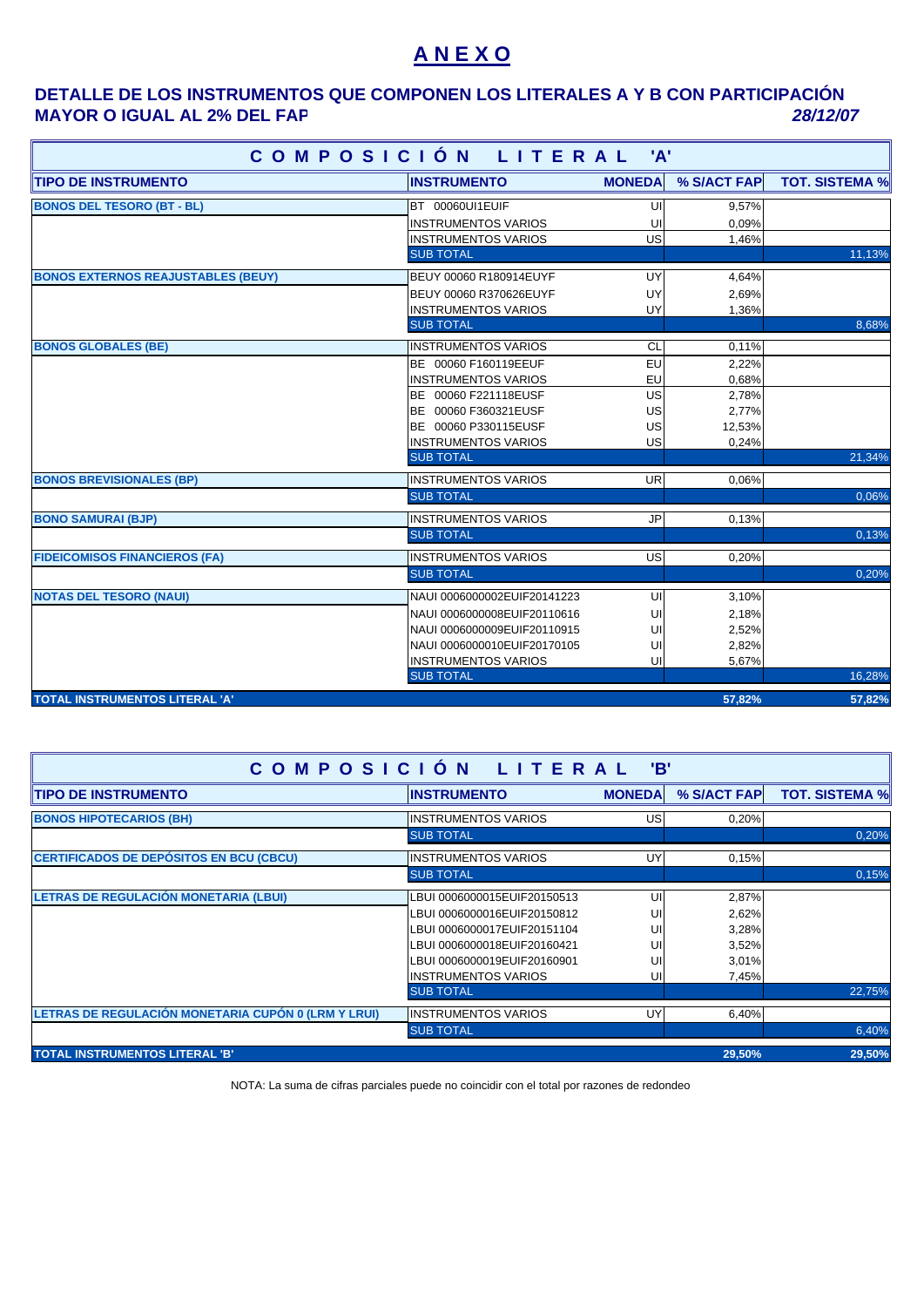# ANEXO

## DETALLE DE LOS INSTRUMENTOS QUE COMPONEN LOS LITERALES A Y B CON PARTICIPACIÓN MAYOR O IGUAL AL 2% DEL FAP

***28/12/07***

| COMPOSICIÓN LITERAL 'A' | | | | |
|---|---|---|---|---|
| **TIPO DE INSTRUMENTO** | **INSTRUMENTO** | **MONEDA** | **% S/ACT FAP** | **TOT. SISTEMA %** |
| **BONOS DEL TESORO (BT - BL)** | BT 00060UI1EUIF | UI | 9,57% | |
| | INSTRUMENTOS VARIOS | UI | 0,09% | |
| | INSTRUMENTOS VARIOS | US | 1,46% | |
| | SUB TOTAL | | | 11,13% |
| **BONOS EXTERNOS REAJUSTABLES (BEUY)** | BEUY 00060 R180914EUYF | UY | 4,64% | |
| | BEUY 00060 R370626EUYF | UY | 2,69% | |
| | INSTRUMENTOS VARIOS | UY | 1,36% | |
| | SUB TOTAL | | | 8,68% |
| **BONOS GLOBALES (BE)** | INSTRUMENTOS VARIOS | CL | 0,11% | |
| | BE 00060 F160119EEUF | EU | 2,22% | |
| | INSTRUMENTOS VARIOS | EU | 0,68% | |
| | BE 00060 F221118EUSF | US | 2,78% | |
| | BE 00060 F360321EUSF | US | 2,77% | |
| | BE 00060 P330115EUSF | US | 12,53% | |
| | INSTRUMENTOS VARIOS | US | 0,24% | |
| | SUB TOTAL | | | 21,34% |
| **BONOS BREVISIONALES (BP)** | INSTRUMENTOS VARIOS | UR | 0,06% | |
| | SUB TOTAL | | | 0,06% |
| **BONO SAMURAI (BJP)** | INSTRUMENTOS VARIOS | JP | 0,13% | |
| | SUB TOTAL | | | 0,13% |
| **FIDEICOMISOS FINANCIEROS (FA)** | INSTRUMENTOS VARIOS | US | 0,20% | |
| | SUB TOTAL | | | 0,20% |
| **NOTAS DEL TESORO (NAUI)** | NAUI 0006000002EUIF20141223 | UI | 3,10% | |
| | NAUI 0006000008EUIF20110616 | UI | 2,18% | |
| | NAUI 0006000009EUIF20110915 | UI | 2,52% | |
| | NAUI 0006000010EUIF20170105 | UI | 2,82% | |
| | INSTRUMENTOS VARIOS | UI | 5,67% | |
| | SUB TOTAL | | | 16,28% |
| **TOTAL INSTRUMENTOS LITERAL 'A'** | | | **57,82%** | **57,82%** |

| COMPOSICIÓN LITERAL 'B' | | | | |
|---|---|---|---|---|
| **TIPO DE INSTRUMENTO** | **INSTRUMENTO** | **MONEDA** | **% S/ACT FAP** | **TOT. SISTEMA %** |
| **BONOS HIPOTECARIOS (BH)** | INSTRUMENTOS VARIOS | US | 0,20% | |
| | SUB TOTAL | | | 0,20% |
| **CERTIFICADOS DE DEPÓSITOS EN BCU (CBCU)** | INSTRUMENTOS VARIOS | UY | 0,15% | |
| | SUB TOTAL | | | 0,15% |
| **LETRAS DE REGULACIÓN MONETARIA (LBUI)** | LBUI 0006000015EUIF20150513 | UI | 2,87% | |
| | LBUI 0006000016EUIF20150812 | UI | 2,62% | |
| | LBUI 0006000017EUIF20151104 | UI | 3,28% | |
| | LBUI 0006000018EUIF20160421 | UI | 3,52% | |
| | LBUI 0006000019EUIF20160901 | UI | 3,01% | |
| | INSTRUMENTOS VARIOS | UI | 7,45% | |
| | SUB TOTAL | | | 22,75% |
| **LETRAS DE REGULACIÓN MONETARIA CUPÓN 0 (LRM Y LRUI)** | INSTRUMENTOS VARIOS | UY | 6,40% | |
| | SUB TOTAL | | | 6,40% |
| **TOTAL INSTRUMENTOS LITERAL 'B'** | | | **29,50%** | **29,50%** |

NOTA: La suma de cifras parciales puede no coincidir con el total por razones de redondeo